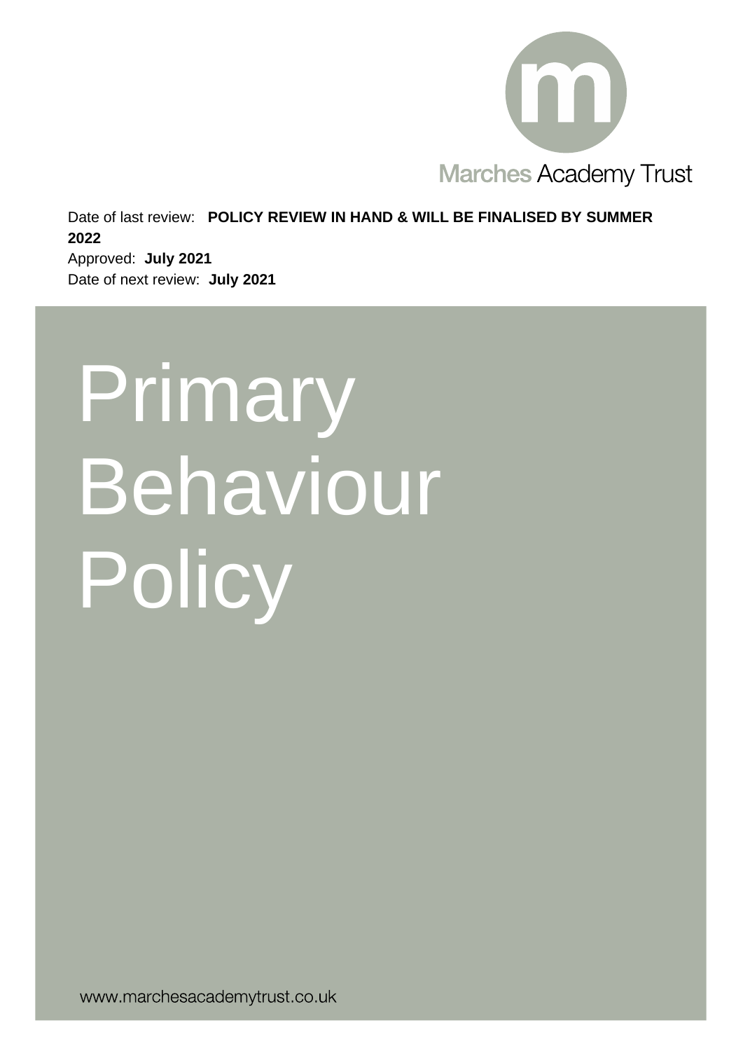Marches Academy Trust

Date of last review: **POLICY REVIEW IN HAND & WILL BE FINALISED BY SUMMER 2022**

Approved: **July 2021**

Date of next review: **July 2021**

# Primary Behaviour Policy

www.marchesacademytrust.co.uk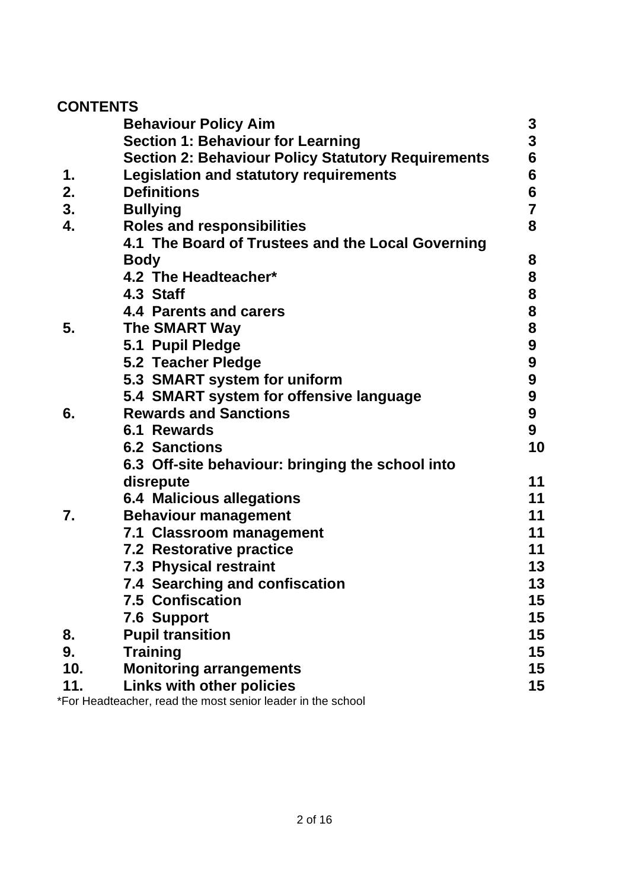## CONTENTS

| | | |
|---|---|---|
| | **Behaviour Policy Aim** | **3** |
| | **Section 1: Behaviour for Learning** | **3** |
| | **Section 2: Behaviour Policy Statutory Requirements** | **6** |
| **1.** | **Legislation and statutory requirements** | **6** |
| **2.** | **Definitions** | **6** |
| **3.** | **Bullying** | **7** |
| **4.** | **Roles and responsibilities** | **8** |
| | **4.1 The Board of Trustees and the Local Governing Body** | **8** |
| | **4.2 The Headteacher*** | **8** |
| | **4.3 Staff** | **8** |
| | **4.4 Parents and carers** | **8** |
| **5.** | **The SMART Way** | **8** |
| | **5.1 Pupil Pledge** | **9** |
| | **5.2 Teacher Pledge** | **9** |
| | **5.3 SMART system for uniform** | **9** |
| | **5.4 SMART system for offensive language** | **9** |
| **6.** | **Rewards and Sanctions** | **9** |
| | **6.1 Rewards** | **9** |
| | **6.2 Sanctions** | **10** |
| | **6.3 Off-site behaviour: bringing the school into disrepute** | **11** |
| | **6.4 Malicious allegations** | **11** |
| **7.** | **Behaviour management** | **11** |
| | **7.1 Classroom management** | **11** |
| | **7.2 Restorative practice** | **11** |
| | **7.3 Physical restraint** | **13** |
| | **7.4 Searching and confiscation** | **13** |
| | **7.5 Confiscation** | **15** |
| | **7.6 Support** | **15** |
| **8.** | **Pupil transition** | **15** |
| **9.** | **Training** | **15** |
| **10.** | **Monitoring arrangements** | **15** |
| **11.** | **Links with other policies** | **15** |

*For Headteacher, read the most senior leader in the school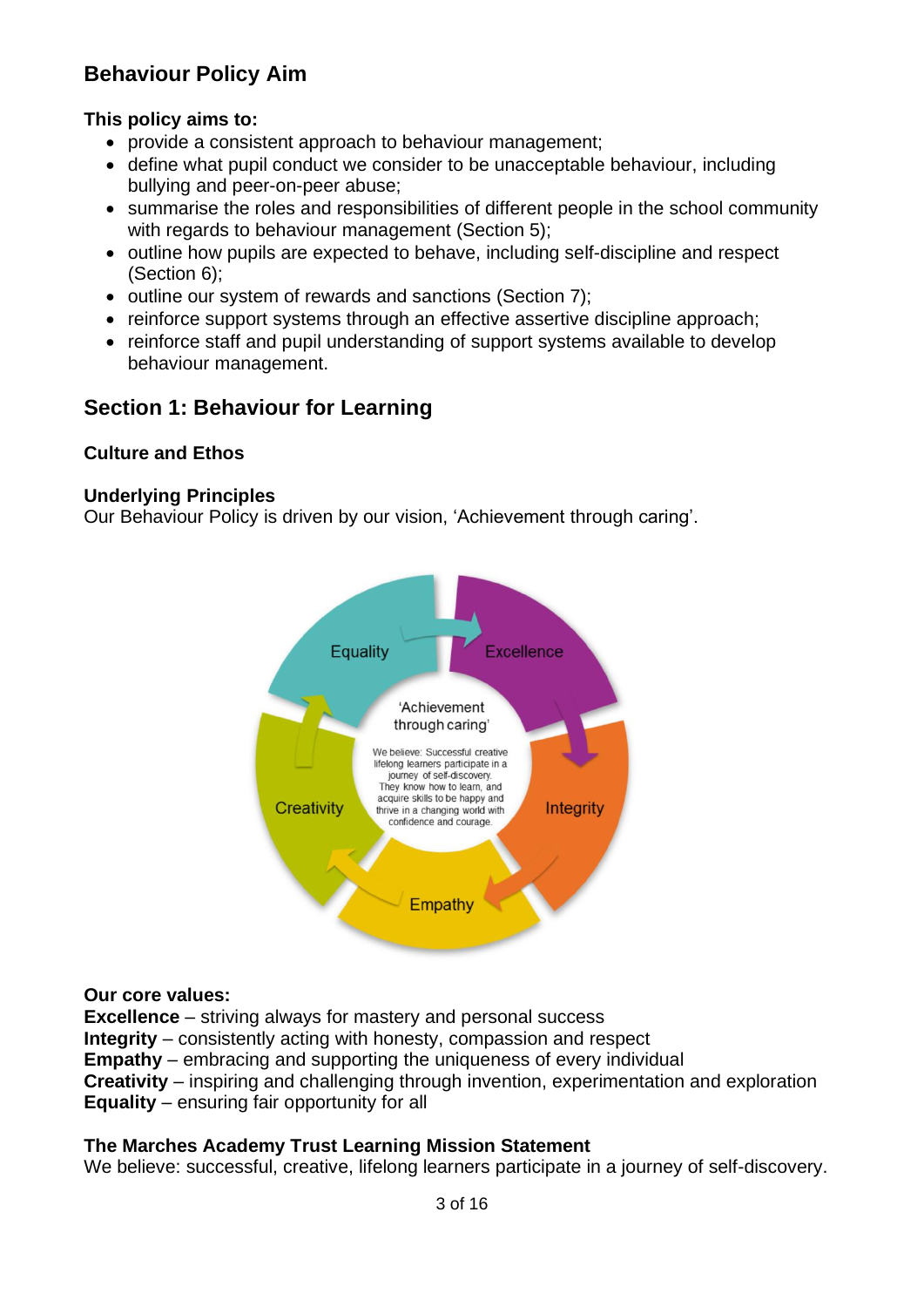## Behaviour Policy Aim

**This policy aims to:**

- provide a consistent approach to behaviour management;
- define what pupil conduct we consider to be unacceptable behaviour, including bullying and peer-on-peer abuse;
- summarise the roles and responsibilities of different people in the school community with regards to behaviour management (Section 5);
- outline how pupils are expected to behave, including self-discipline and respect (Section 6);
- outline our system of rewards and sanctions (Section 7);
- reinforce support systems through an effective assertive discipline approach;
- reinforce staff and pupil understanding of support systems available to develop behaviour management.

## Section 1: Behaviour for Learning

### Culture and Ethos

### Underlying Principles

Our Behaviour Policy is driven by our vision, 'Achievement through caring'.

Equality

Excellence

'Achievement through caring'

We believe: Successful creative lifelong learners participate in a journey of self-discovery. They know how to learn, and acquire skills to be happy and thrive in a changing world with confidence and courage.

Creativity

Integrity

Empathy

**Our core values:**

**Excellence** – striving always for mastery and personal success
**Integrity** – consistently acting with honesty, compassion and respect
**Empathy** – embracing and supporting the uniqueness of every individual
**Creativity** – inspiring and challenging through invention, experimentation and exploration
**Equality** – ensuring fair opportunity for all

**The Marches Academy Trust Learning Mission Statement**

We believe: successful, creative, lifelong learners participate in a journey of self-discovery.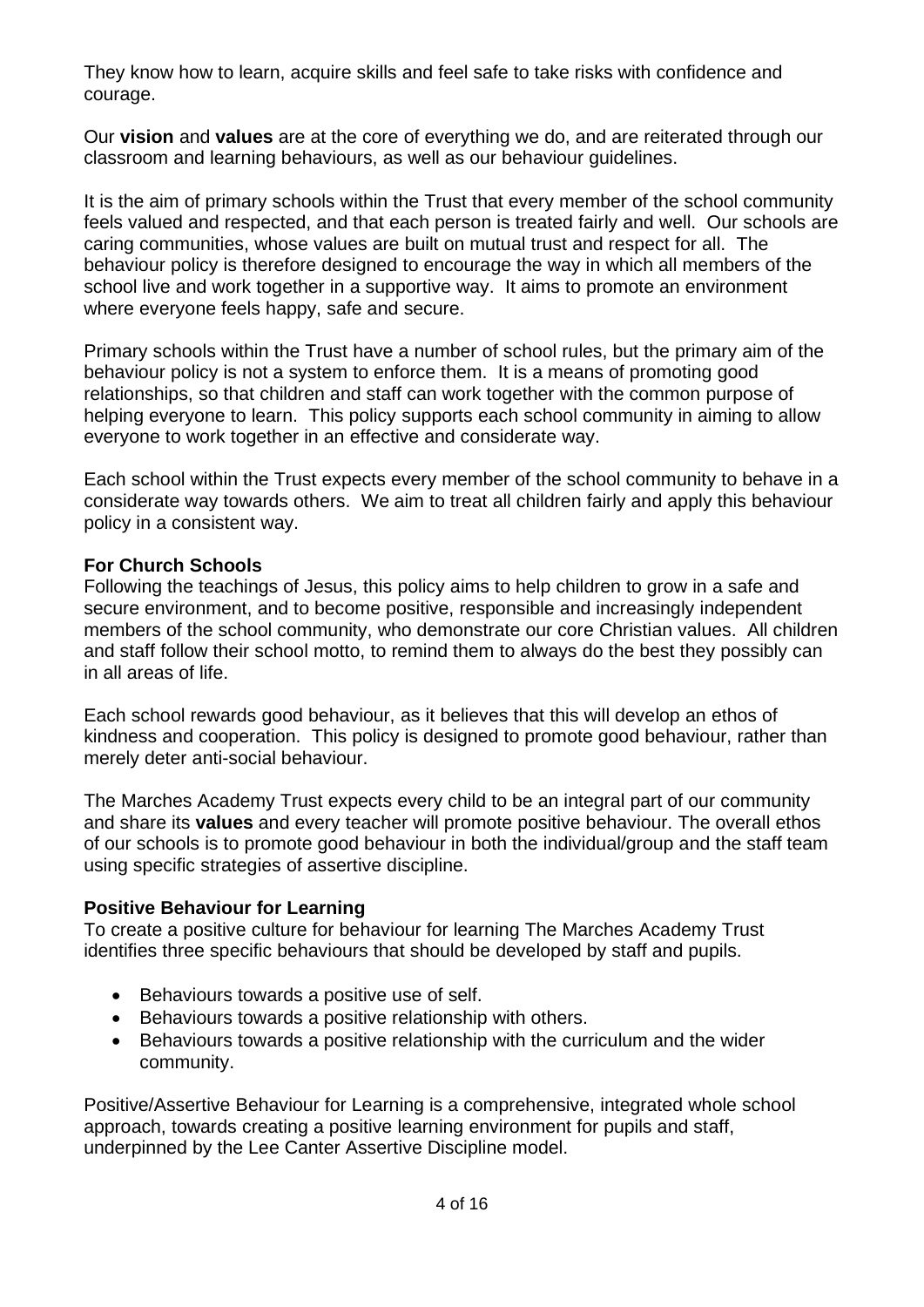They know how to learn, acquire skills and feel safe to take risks with confidence and courage.

Our **vision** and **values** are at the core of everything we do, and are reiterated through our classroom and learning behaviours, as well as our behaviour guidelines.

It is the aim of primary schools within the Trust that every member of the school community feels valued and respected, and that each person is treated fairly and well. Our schools are caring communities, whose values are built on mutual trust and respect for all. The behaviour policy is therefore designed to encourage the way in which all members of the school live and work together in a supportive way. It aims to promote an environment where everyone feels happy, safe and secure.

Primary schools within the Trust have a number of school rules, but the primary aim of the behaviour policy is not a system to enforce them. It is a means of promoting good relationships, so that children and staff can work together with the common purpose of helping everyone to learn. This policy supports each school community in aiming to allow everyone to work together in an effective and considerate way.

Each school within the Trust expects every member of the school community to behave in a considerate way towards others. We aim to treat all children fairly and apply this behaviour policy in a consistent way.

**For Church Schools**
Following the teachings of Jesus, this policy aims to help children to grow in a safe and secure environment, and to become positive, responsible and increasingly independent members of the school community, who demonstrate our core Christian values. All children and staff follow their school motto, to remind them to always do the best they possibly can in all areas of life.

Each school rewards good behaviour, as it believes that this will develop an ethos of kindness and cooperation. This policy is designed to promote good behaviour, rather than merely deter anti-social behaviour.

The Marches Academy Trust expects every child to be an integral part of our community and share its **values** and every teacher will promote positive behaviour. The overall ethos of our schools is to promote good behaviour in both the individual/group and the staff team using specific strategies of assertive discipline.

**Positive Behaviour for Learning**
To create a positive culture for behaviour for learning The Marches Academy Trust identifies three specific behaviours that should be developed by staff and pupils.

- Behaviours towards a positive use of self.
- Behaviours towards a positive relationship with others.
- Behaviours towards a positive relationship with the curriculum and the wider community.

Positive/Assertive Behaviour for Learning is a comprehensive, integrated whole school approach, towards creating a positive learning environment for pupils and staff, underpinned by the Lee Canter Assertive Discipline model.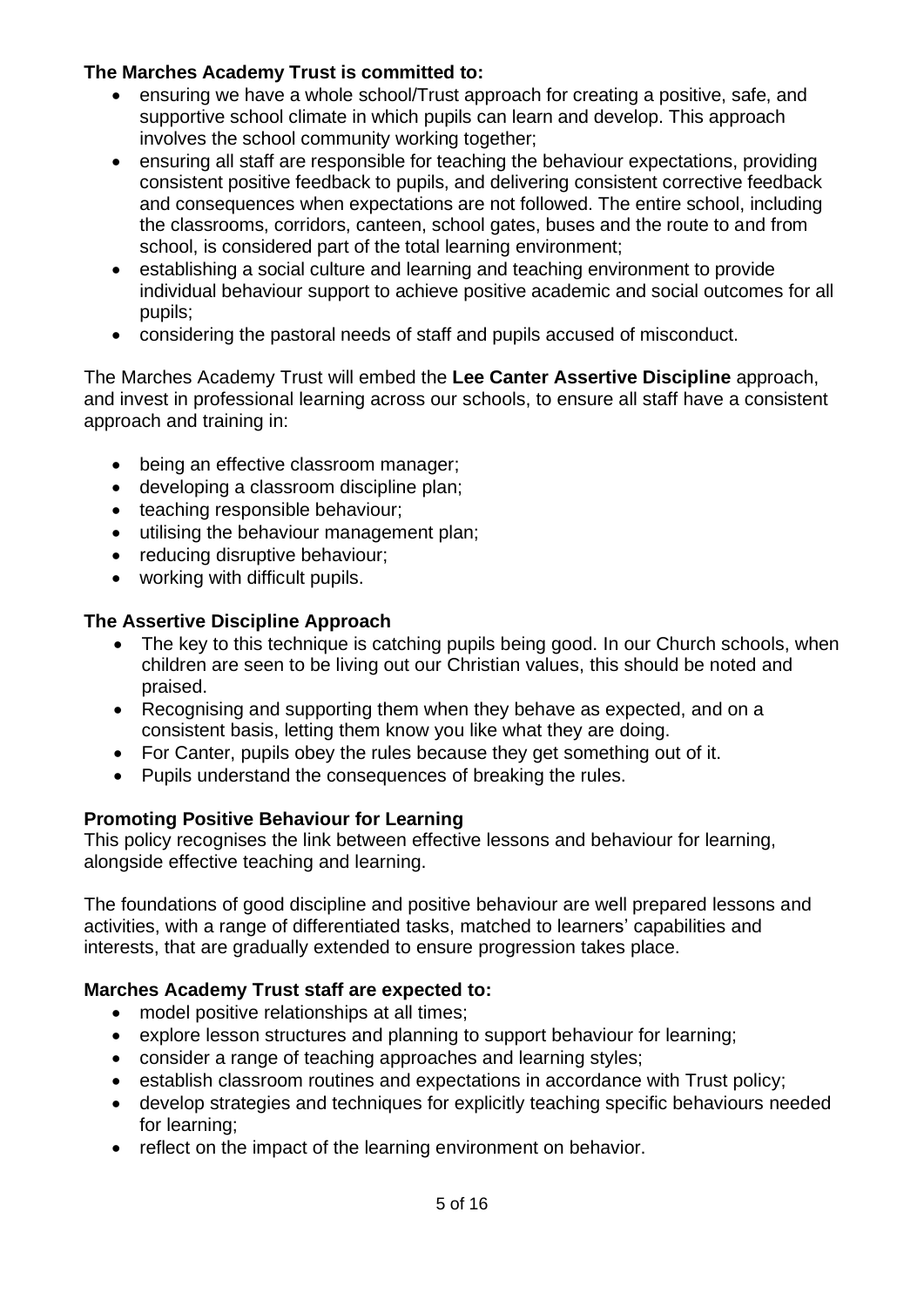**The Marches Academy Trust is committed to:**

- ensuring we have a whole school/Trust approach for creating a positive, safe, and supportive school climate in which pupils can learn and develop. This approach involves the school community working together;
- ensuring all staff are responsible for teaching the behaviour expectations, providing consistent positive feedback to pupils, and delivering consistent corrective feedback and consequences when expectations are not followed. The entire school, including the classrooms, corridors, canteen, school gates, buses and the route to and from school, is considered part of the total learning environment;
- establishing a social culture and learning and teaching environment to provide individual behaviour support to achieve positive academic and social outcomes for all pupils;
- considering the pastoral needs of staff and pupils accused of misconduct.

The Marches Academy Trust will embed the **Lee Canter Assertive Discipline** approach, and invest in professional learning across our schools, to ensure all staff have a consistent approach and training in:

- being an effective classroom manager;
- developing a classroom discipline plan;
- teaching responsible behaviour;
- utilising the behaviour management plan;
- reducing disruptive behaviour;
- working with difficult pupils.

**The Assertive Discipline Approach**

- The key to this technique is catching pupils being good. In our Church schools, when children are seen to be living out our Christian values, this should be noted and praised.
- Recognising and supporting them when they behave as expected, and on a consistent basis, letting them know you like what they are doing.
- For Canter, pupils obey the rules because they get something out of it.
- Pupils understand the consequences of breaking the rules.

**Promoting Positive Behaviour for Learning**

This policy recognises the link between effective lessons and behaviour for learning, alongside effective teaching and learning.

The foundations of good discipline and positive behaviour are well prepared lessons and activities, with a range of differentiated tasks, matched to learners' capabilities and interests, that are gradually extended to ensure progression takes place.

**Marches Academy Trust staff are expected to:**

- model positive relationships at all times;
- explore lesson structures and planning to support behaviour for learning;
- consider a range of teaching approaches and learning styles;
- establish classroom routines and expectations in accordance with Trust policy;
- develop strategies and techniques for explicitly teaching specific behaviours needed for learning;
- reflect on the impact of the learning environment on behavior.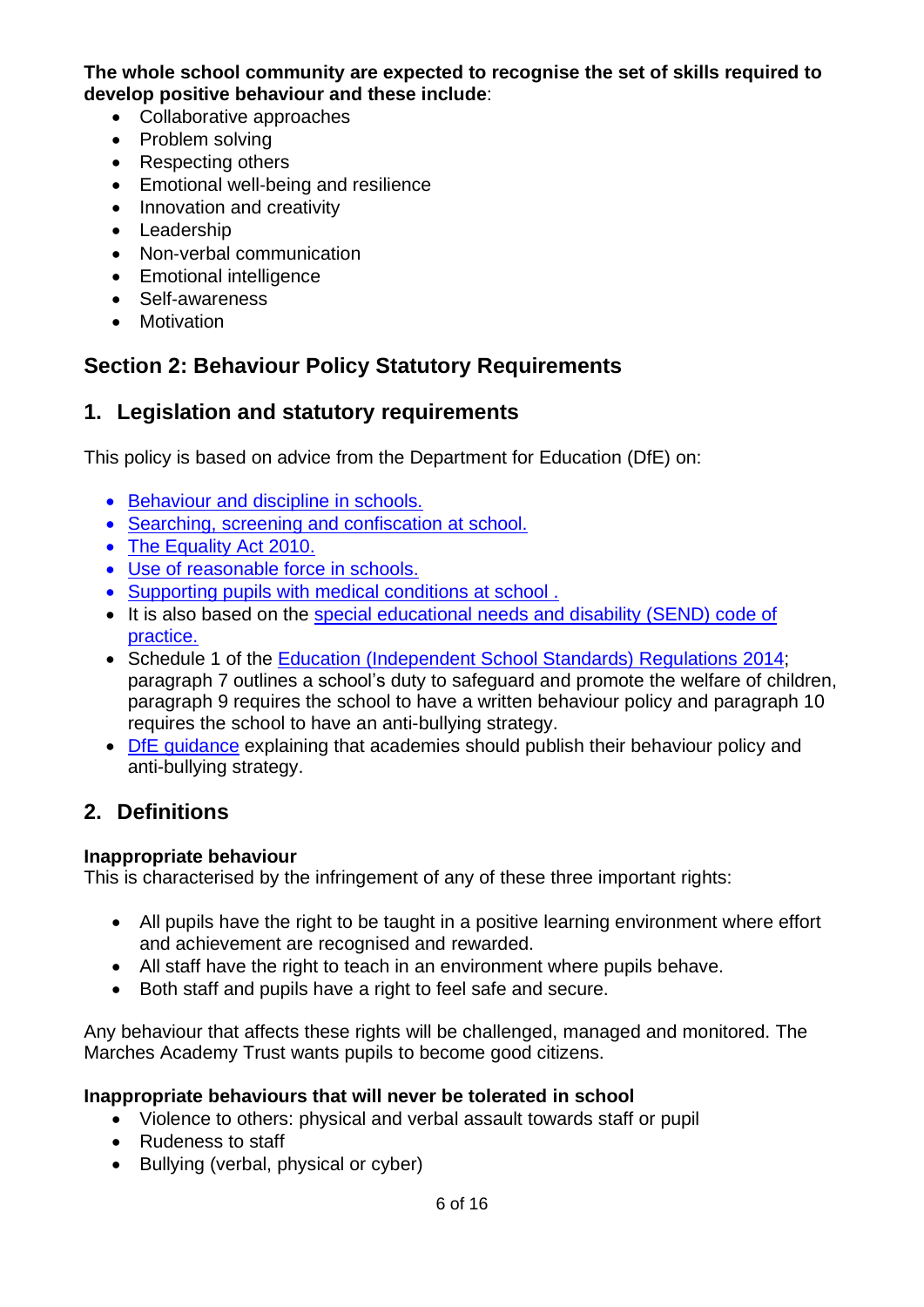**The whole school community are expected to recognise the set of skills required to develop positive behaviour and these include**:

- Collaborative approaches
- Problem solving
- Respecting others
- Emotional well-being and resilience
- Innovation and creativity
- Leadership
- Non-verbal communication
- Emotional intelligence
- Self-awareness
- Motivation

## Section 2: Behaviour Policy Statutory Requirements

## 1. Legislation and statutory requirements

This policy is based on advice from the Department for Education (DfE) on:

- Behaviour and discipline in schools.
- Searching, screening and confiscation at school.
- The Equality Act 2010.
- Use of reasonable force in schools.
- Supporting pupils with medical conditions at school .
- It is also based on the special educational needs and disability (SEND) code of practice.
- Schedule 1 of the Education (Independent School Standards) Regulations 2014; paragraph 7 outlines a school's duty to safeguard and promote the welfare of children, paragraph 9 requires the school to have a written behaviour policy and paragraph 10 requires the school to have an anti-bullying strategy.
- DfE guidance explaining that academies should publish their behaviour policy and anti-bullying strategy.

## 2. Definitions

**Inappropriate behaviour**
This is characterised by the infringement of any of these three important rights:

- All pupils have the right to be taught in a positive learning environment where effort and achievement are recognised and rewarded.
- All staff have the right to teach in an environment where pupils behave.
- Both staff and pupils have a right to feel safe and secure.

Any behaviour that affects these rights will be challenged, managed and monitored. The Marches Academy Trust wants pupils to become good citizens.

**Inappropriate behaviours that will never be tolerated in school**

- Violence to others: physical and verbal assault towards staff or pupil
- Rudeness to staff
- Bullying (verbal, physical or cyber)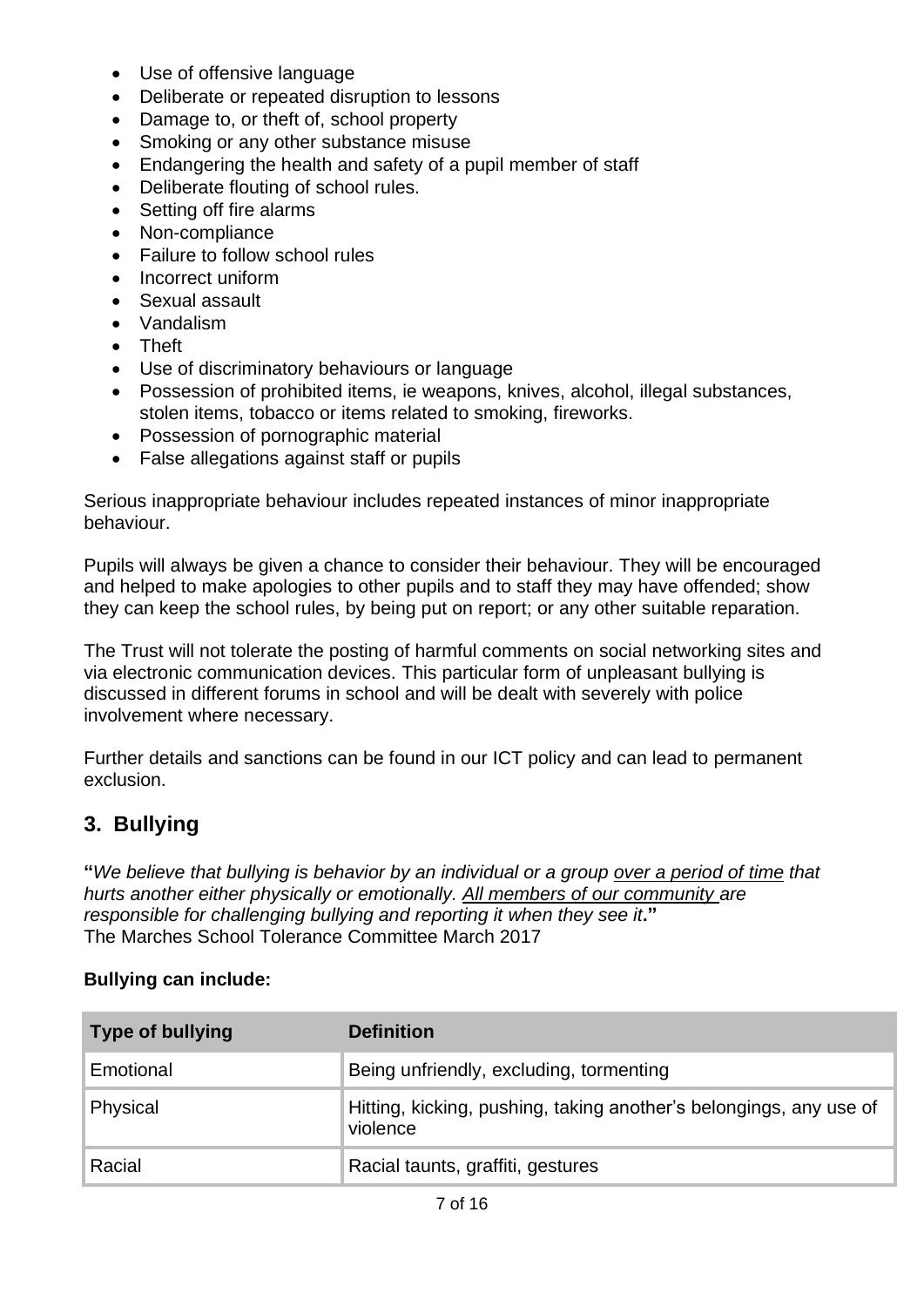- Use of offensive language
- Deliberate or repeated disruption to lessons
- Damage to, or theft of, school property
- Smoking or any other substance misuse
- Endangering the health and safety of a pupil member of staff
- Deliberate flouting of school rules.
- Setting off fire alarms
- Non-compliance
- Failure to follow school rules
- Incorrect uniform
- Sexual assault
- Vandalism
- Theft
- Use of discriminatory behaviours or language
- Possession of prohibited items, ie weapons, knives, alcohol, illegal substances, stolen items, tobacco or items related to smoking, fireworks.
- Possession of pornographic material
- False allegations against staff or pupils

Serious inappropriate behaviour includes repeated instances of minor inappropriate behaviour.

Pupils will always be given a chance to consider their behaviour. They will be encouraged and helped to make apologies to other pupils and to staff they may have offended; show they can keep the school rules, by being put on report; or any other suitable reparation.

The Trust will not tolerate the posting of harmful comments on social networking sites and via electronic communication devices. This particular form of unpleasant bullying is discussed in different forums in school and will be dealt with severely with police involvement where necessary.

Further details and sanctions can be found in our ICT policy and can lead to permanent exclusion.

## 3. Bullying

**"***We believe that bullying is behavior by an individual or a group over a period of time that hurts another either physically or emotionally. All members of our community are responsible for challenging bullying and reporting it when they see it***."**
The Marches School Tolerance Committee March 2017

**Bullying can include:**

| Type of bullying | Definition |
|---|---|
| Emotional | Being unfriendly, excluding, tormenting |
| Physical | Hitting, kicking, pushing, taking another's belongings, any use of violence |
| Racial | Racial taunts, graffiti, gestures |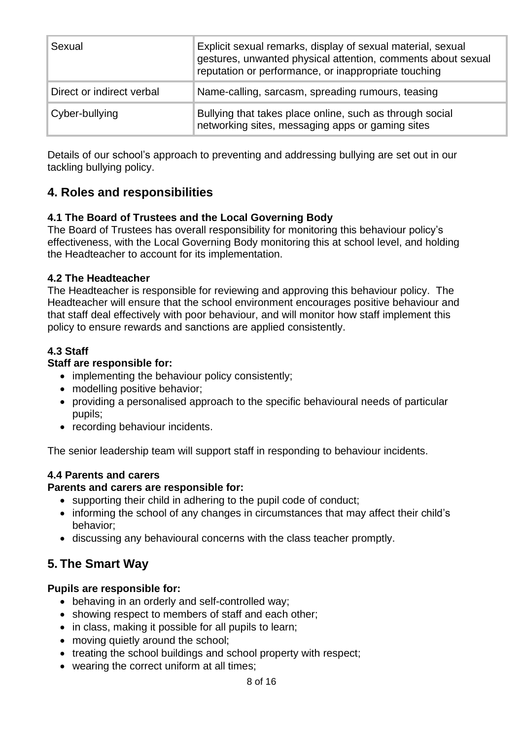| | |
|---|---|
| Sexual | Explicit sexual remarks, display of sexual material, sexual gestures, unwanted physical attention, comments about sexual reputation or performance, or inappropriate touching |
| Direct or indirect verbal | Name-calling, sarcasm, spreading rumours, teasing |
| Cyber-bullying | Bullying that takes place online, such as through social networking sites, messaging apps or gaming sites |

Details of our school's approach to preventing and addressing bullying are set out in our tackling bullying policy.

## 4. Roles and responsibilities

### 4.1 The Board of Trustees and the Local Governing Body

The Board of Trustees has overall responsibility for monitoring this behaviour policy's effectiveness, with the Local Governing Body monitoring this at school level, and holding the Headteacher to account for its implementation.

### 4.2 The Headteacher

The Headteacher is responsible for reviewing and approving this behaviour policy. The Headteacher will ensure that the school environment encourages positive behaviour and that staff deal effectively with poor behaviour, and will monitor how staff implement this policy to ensure rewards and sanctions are applied consistently.

### 4.3 Staff

**Staff are responsible for:**

- implementing the behaviour policy consistently;
- modelling positive behavior;
- providing a personalised approach to the specific behavioural needs of particular pupils;
- recording behaviour incidents.

The senior leadership team will support staff in responding to behaviour incidents.

### 4.4 Parents and carers

**Parents and carers are responsible for:**

- supporting their child in adhering to the pupil code of conduct;
- informing the school of any changes in circumstances that may affect their child's behavior;
- discussing any behavioural concerns with the class teacher promptly.

## 5. The Smart Way

**Pupils are responsible for:**

- behaving in an orderly and self-controlled way;
- showing respect to members of staff and each other;
- in class, making it possible for all pupils to learn;
- moving quietly around the school;
- treating the school buildings and school property with respect;
- wearing the correct uniform at all times;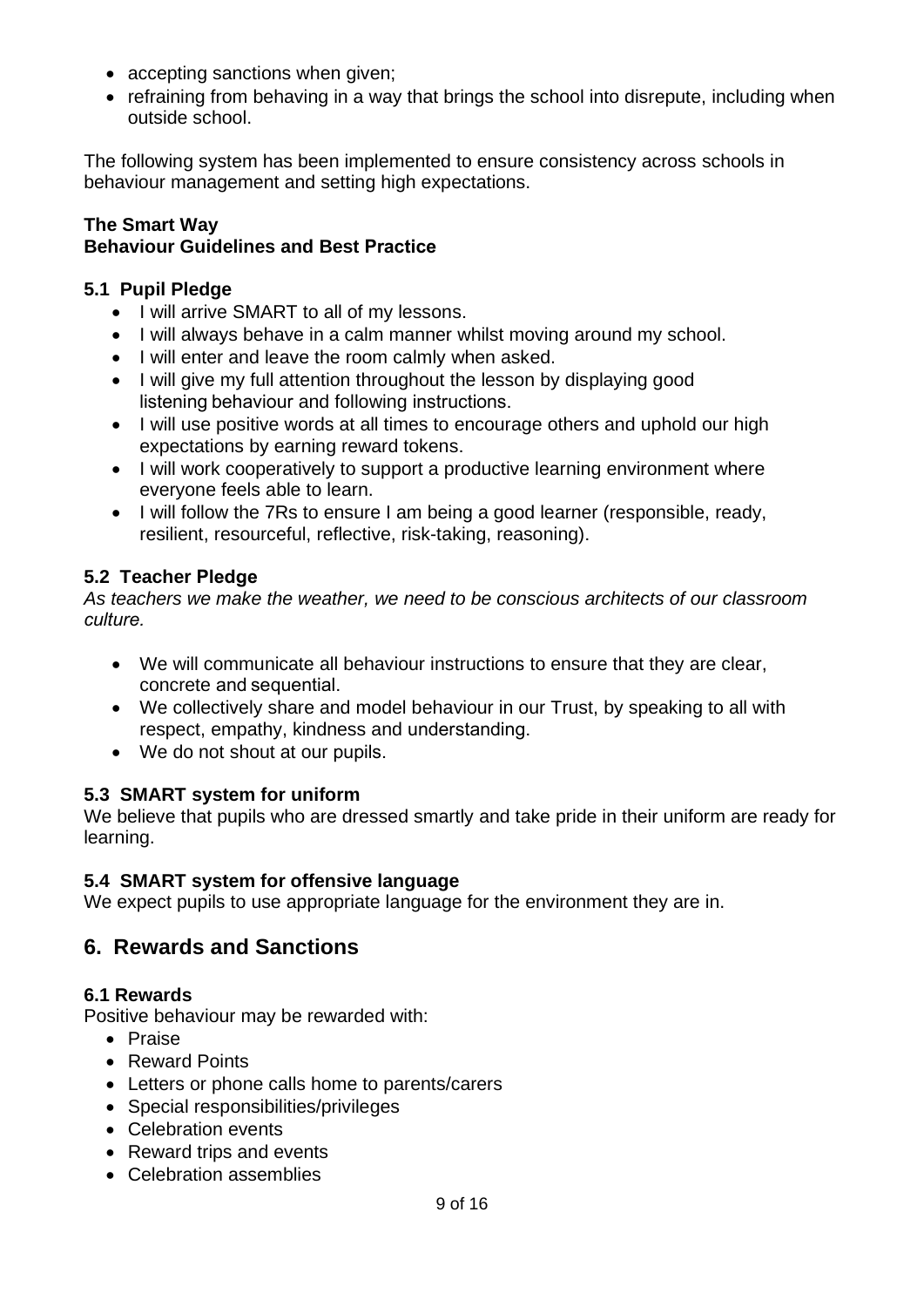- accepting sanctions when given;
- refraining from behaving in a way that brings the school into disrepute, including when outside school.

The following system has been implemented to ensure consistency across schools in behaviour management and setting high expectations.

**The Smart Way**
**Behaviour Guidelines and Best Practice**

### 5.1 Pupil Pledge

- I will arrive SMART to all of my lessons.
- I will always behave in a calm manner whilst moving around my school.
- I will enter and leave the room calmly when asked.
- I will give my full attention throughout the lesson by displaying good listening behaviour and following instructions.
- I will use positive words at all times to encourage others and uphold our high expectations by earning reward tokens.
- I will work cooperatively to support a productive learning environment where everyone feels able to learn.
- I will follow the 7Rs to ensure I am being a good learner (responsible, ready, resilient, resourceful, reflective, risk-taking, reasoning).

### 5.2 Teacher Pledge

*As teachers we make the weather, we need to be conscious architects of our classroom culture.*

- We will communicate all behaviour instructions to ensure that they are clear, concrete and sequential.
- We collectively share and model behaviour in our Trust, by speaking to all with respect, empathy, kindness and understanding.
- We do not shout at our pupils.

### 5.3 SMART system for uniform

We believe that pupils who are dressed smartly and take pride in their uniform are ready for learning.

### 5.4 SMART system for offensive language

We expect pupils to use appropriate language for the environment they are in.

## 6. Rewards and Sanctions

### 6.1 Rewards

Positive behaviour may be rewarded with:

- Praise
- Reward Points
- Letters or phone calls home to parents/carers
- Special responsibilities/privileges
- Celebration events
- Reward trips and events
- Celebration assemblies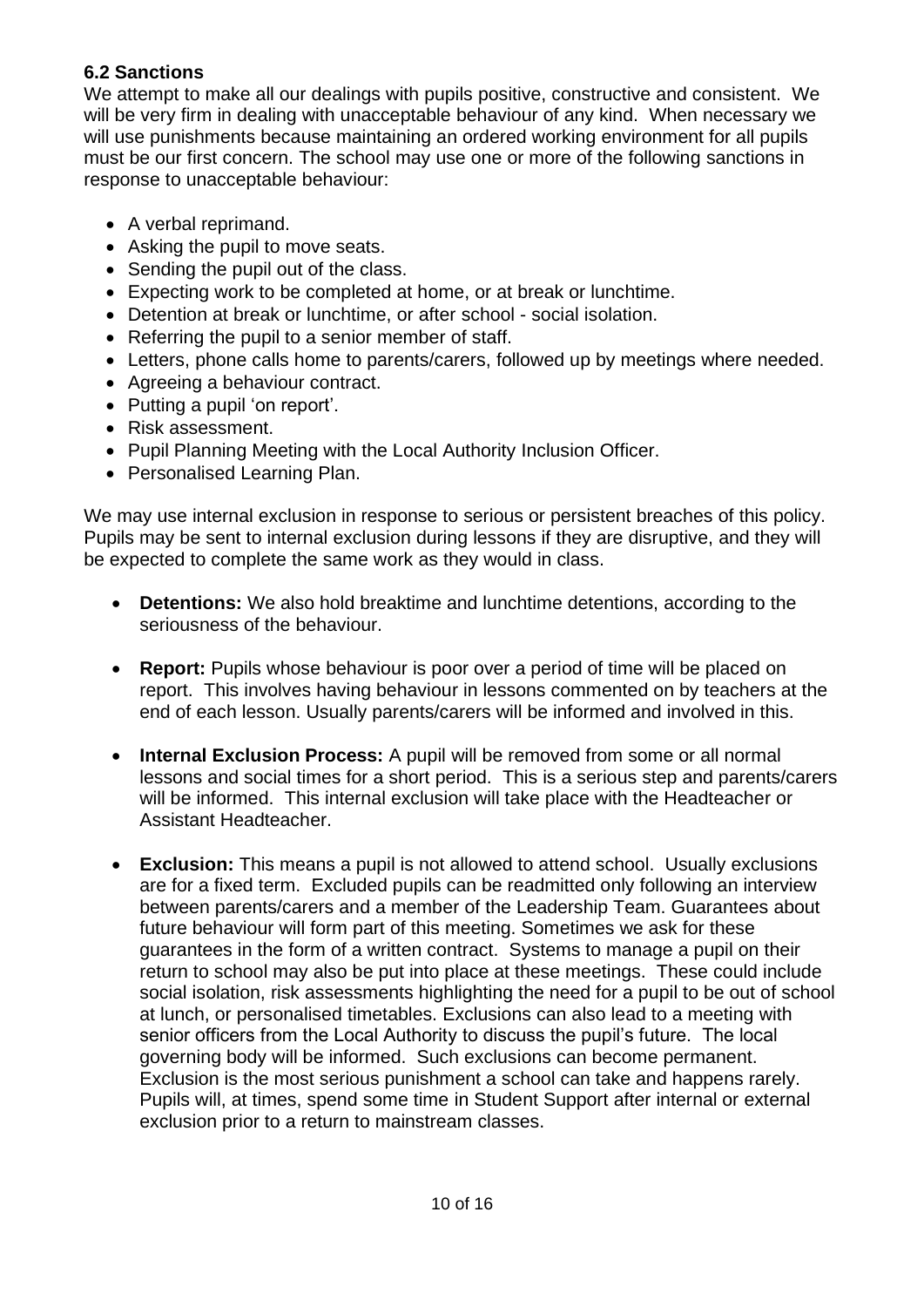### 6.2 Sanctions

We attempt to make all our dealings with pupils positive, constructive and consistent. We will be very firm in dealing with unacceptable behaviour of any kind. When necessary we will use punishments because maintaining an ordered working environment for all pupils must be our first concern. The school may use one or more of the following sanctions in response to unacceptable behaviour:

- A verbal reprimand.
- Asking the pupil to move seats.
- Sending the pupil out of the class.
- Expecting work to be completed at home, or at break or lunchtime.
- Detention at break or lunchtime, or after school - social isolation.
- Referring the pupil to a senior member of staff.
- Letters, phone calls home to parents/carers, followed up by meetings where needed.
- Agreeing a behaviour contract.
- Putting a pupil 'on report'.
- Risk assessment.
- Pupil Planning Meeting with the Local Authority Inclusion Officer.
- Personalised Learning Plan.

We may use internal exclusion in response to serious or persistent breaches of this policy. Pupils may be sent to internal exclusion during lessons if they are disruptive, and they will be expected to complete the same work as they would in class.

- **Detentions:** We also hold breaktime and lunchtime detentions, according to the seriousness of the behaviour.

- **Report:** Pupils whose behaviour is poor over a period of time will be placed on report. This involves having behaviour in lessons commented on by teachers at the end of each lesson. Usually parents/carers will be informed and involved in this.

- **Internal Exclusion Process:** A pupil will be removed from some or all normal lessons and social times for a short period. This is a serious step and parents/carers will be informed. This internal exclusion will take place with the Headteacher or Assistant Headteacher.

- **Exclusion:** This means a pupil is not allowed to attend school. Usually exclusions are for a fixed term. Excluded pupils can be readmitted only following an interview between parents/carers and a member of the Leadership Team. Guarantees about future behaviour will form part of this meeting. Sometimes we ask for these guarantees in the form of a written contract. Systems to manage a pupil on their return to school may also be put into place at these meetings. These could include social isolation, risk assessments highlighting the need for a pupil to be out of school at lunch, or personalised timetables. Exclusions can also lead to a meeting with senior officers from the Local Authority to discuss the pupil's future. The local governing body will be informed. Such exclusions can become permanent. Exclusion is the most serious punishment a school can take and happens rarely. Pupils will, at times, spend some time in Student Support after internal or external exclusion prior to a return to mainstream classes.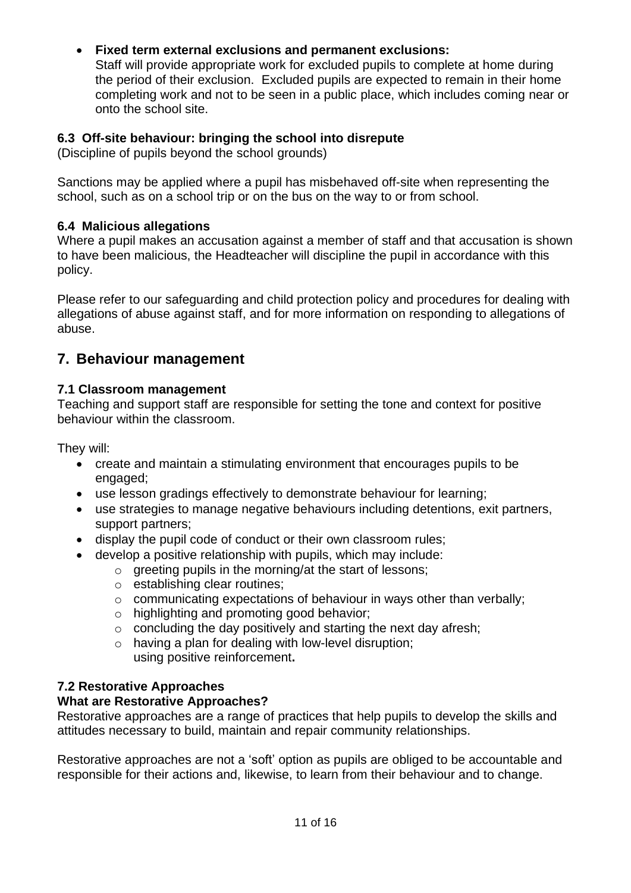- **Fixed term external exclusions and permanent exclusions:**
  Staff will provide appropriate work for excluded pupils to complete at home during the period of their exclusion. Excluded pupils are expected to remain in their home completing work and not to be seen in a public place, which includes coming near or onto the school site.

### 6.3 Off-site behaviour: bringing the school into disrepute

(Discipline of pupils beyond the school grounds)

Sanctions may be applied where a pupil has misbehaved off-site when representing the school, such as on a school trip or on the bus on the way to or from school.

### 6.4 Malicious allegations

Where a pupil makes an accusation against a member of staff and that accusation is shown to have been malicious, the Headteacher will discipline the pupil in accordance with this policy.

Please refer to our safeguarding and child protection policy and procedures for dealing with allegations of abuse against staff, and for more information on responding to allegations of abuse.

## 7. Behaviour management

### 7.1 Classroom management

Teaching and support staff are responsible for setting the tone and context for positive behaviour within the classroom.

They will:

- create and maintain a stimulating environment that encourages pupils to be engaged;
- use lesson gradings effectively to demonstrate behaviour for learning;
- use strategies to manage negative behaviours including detentions, exit partners, support partners;
- display the pupil code of conduct or their own classroom rules;
- develop a positive relationship with pupils, which may include:
  - greeting pupils in the morning/at the start of lessons;
  - establishing clear routines;
  - communicating expectations of behaviour in ways other than verbally;
  - highlighting and promoting good behavior;
  - concluding the day positively and starting the next day afresh;
  - having a plan for dealing with low-level disruption;
    using positive reinforcement**.**

### 7.2 Restorative Approaches

**What are Restorative Approaches?**

Restorative approaches are a range of practices that help pupils to develop the skills and attitudes necessary to build, maintain and repair community relationships.

Restorative approaches are not a 'soft' option as pupils are obliged to be accountable and responsible for their actions and, likewise, to learn from their behaviour and to change.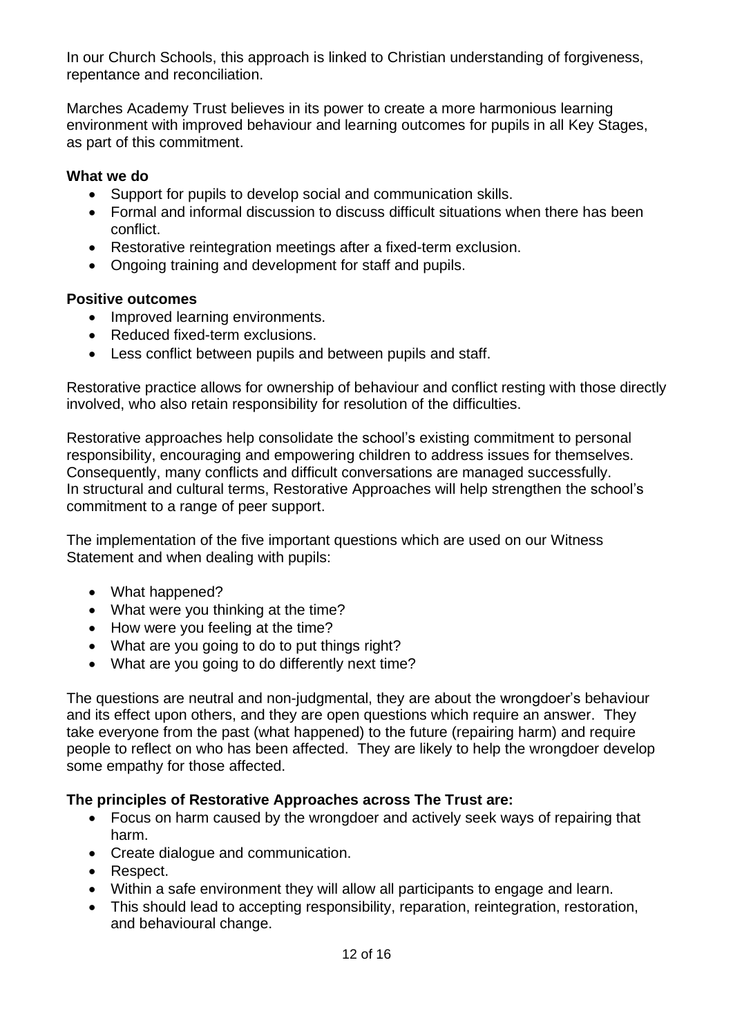In our Church Schools, this approach is linked to Christian understanding of forgiveness, repentance and reconciliation.

Marches Academy Trust believes in its power to create a more harmonious learning environment with improved behaviour and learning outcomes for pupils in all Key Stages, as part of this commitment.

**What we do**

- Support for pupils to develop social and communication skills.
- Formal and informal discussion to discuss difficult situations when there has been conflict.
- Restorative reintegration meetings after a fixed-term exclusion.
- Ongoing training and development for staff and pupils.

**Positive outcomes**

- Improved learning environments.
- Reduced fixed-term exclusions.
- Less conflict between pupils and between pupils and staff.

Restorative practice allows for ownership of behaviour and conflict resting with those directly involved, who also retain responsibility for resolution of the difficulties.

Restorative approaches help consolidate the school's existing commitment to personal responsibility, encouraging and empowering children to address issues for themselves. Consequently, many conflicts and difficult conversations are managed successfully. In structural and cultural terms, Restorative Approaches will help strengthen the school's commitment to a range of peer support.

The implementation of the five important questions which are used on our Witness Statement and when dealing with pupils:

- What happened?
- What were you thinking at the time?
- How were you feeling at the time?
- What are you going to do to put things right?
- What are you going to do differently next time?

The questions are neutral and non-judgmental, they are about the wrongdoer's behaviour and its effect upon others, and they are open questions which require an answer. They take everyone from the past (what happened) to the future (repairing harm) and require people to reflect on who has been affected. They are likely to help the wrongdoer develop some empathy for those affected.

**The principles of Restorative Approaches across The Trust are:**

- Focus on harm caused by the wrongdoer and actively seek ways of repairing that harm.
- Create dialogue and communication.
- Respect.
- Within a safe environment they will allow all participants to engage and learn.
- This should lead to accepting responsibility, reparation, reintegration, restoration, and behavioural change.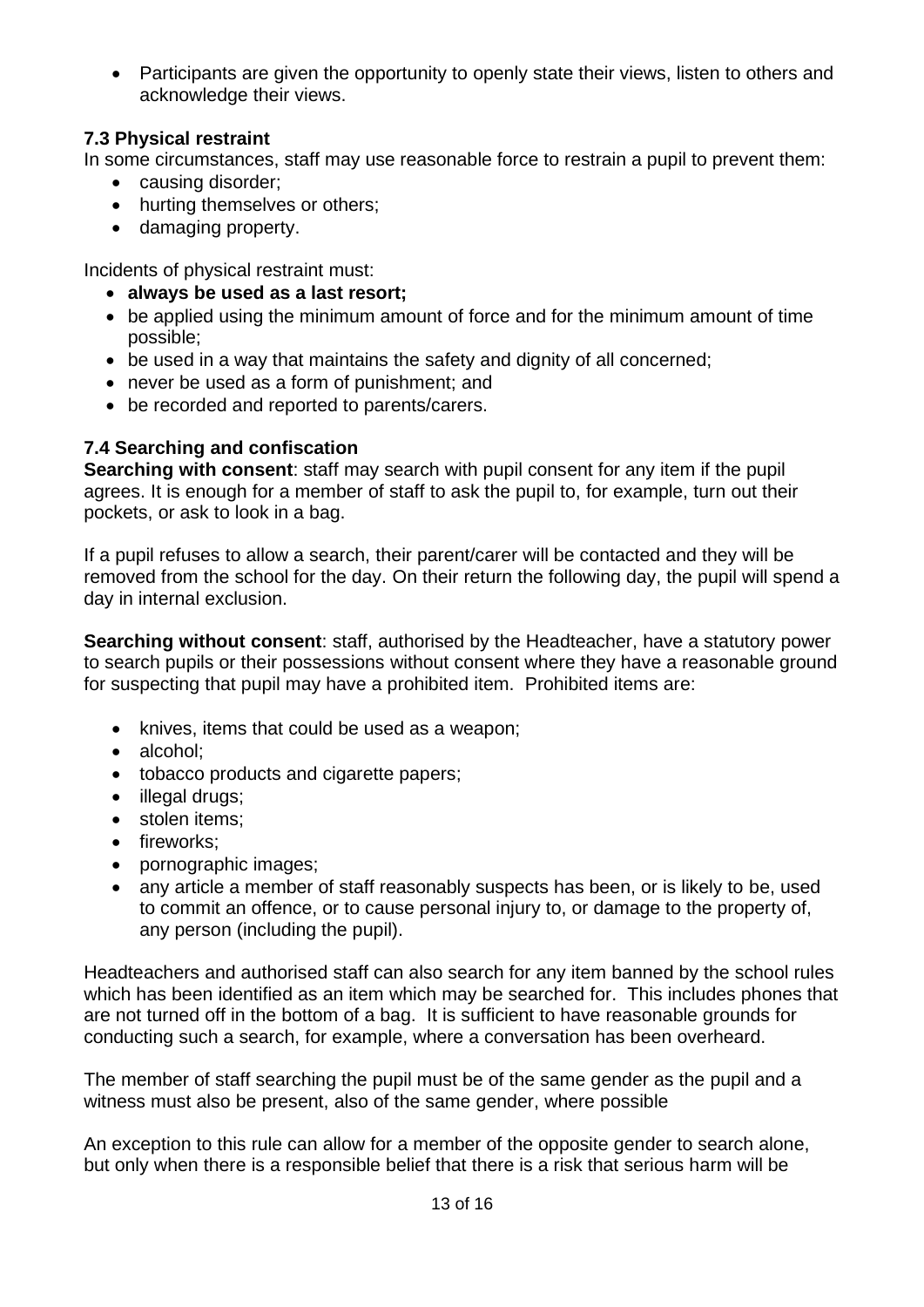- Participants are given the opportunity to openly state their views, listen to others and acknowledge their views.

### 7.3 Physical restraint

In some circumstances, staff may use reasonable force to restrain a pupil to prevent them:

- causing disorder;
- hurting themselves or others;
- damaging property.

Incidents of physical restraint must:

- **always be used as a last resort;**
- be applied using the minimum amount of force and for the minimum amount of time possible;
- be used in a way that maintains the safety and dignity of all concerned;
- never be used as a form of punishment; and
- be recorded and reported to parents/carers.

### 7.4 Searching and confiscation

**Searching with consent**: staff may search with pupil consent for any item if the pupil agrees. It is enough for a member of staff to ask the pupil to, for example, turn out their pockets, or ask to look in a bag.

If a pupil refuses to allow a search, their parent/carer will be contacted and they will be removed from the school for the day. On their return the following day, the pupil will spend a day in internal exclusion.

**Searching without consent**: staff, authorised by the Headteacher, have a statutory power to search pupils or their possessions without consent where they have a reasonable ground for suspecting that pupil may have a prohibited item. Prohibited items are:

- knives, items that could be used as a weapon;
- alcohol;
- tobacco products and cigarette papers;
- illegal drugs;
- stolen items;
- fireworks;
- pornographic images;
- any article a member of staff reasonably suspects has been, or is likely to be, used to commit an offence, or to cause personal injury to, or damage to the property of, any person (including the pupil).

Headteachers and authorised staff can also search for any item banned by the school rules which has been identified as an item which may be searched for. This includes phones that are not turned off in the bottom of a bag. It is sufficient to have reasonable grounds for conducting such a search, for example, where a conversation has been overheard.

The member of staff searching the pupil must be of the same gender as the pupil and a witness must also be present, also of the same gender, where possible

An exception to this rule can allow for a member of the opposite gender to search alone, but only when there is a responsible belief that there is a risk that serious harm will be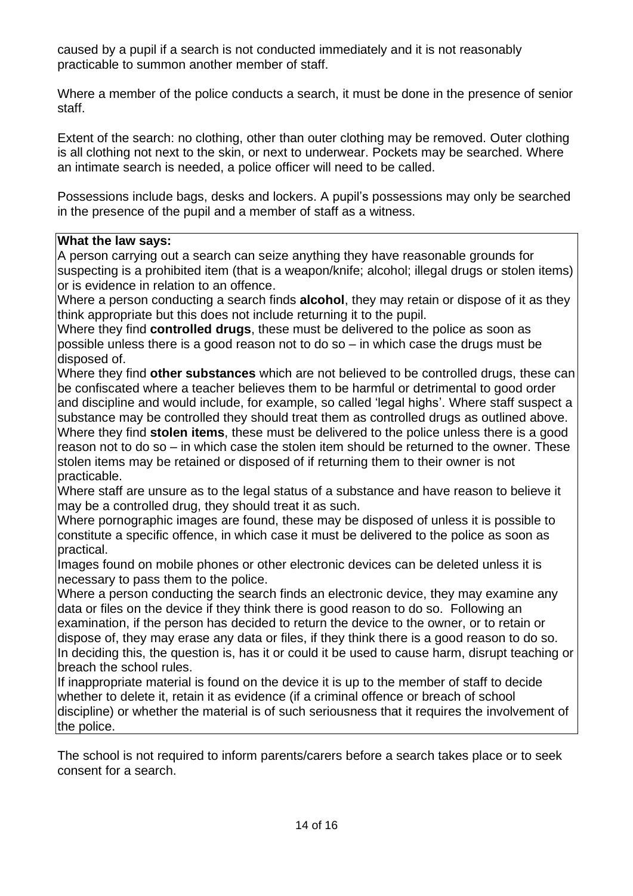caused by a pupil if a search is not conducted immediately and it is not reasonably practicable to summon another member of staff.

Where a member of the police conducts a search, it must be done in the presence of senior staff.

Extent of the search: no clothing, other than outer clothing may be removed. Outer clothing is all clothing not next to the skin, or next to underwear. Pockets may be searched. Where an intimate search is needed, a police officer will need to be called.

Possessions include bags, desks and lockers. A pupil's possessions may only be searched in the presence of the pupil and a member of staff as a witness.

**What the law says:**

A person carrying out a search can seize anything they have reasonable grounds for suspecting is a prohibited item (that is a weapon/knife; alcohol; illegal drugs or stolen items) or is evidence in relation to an offence.

Where a person conducting a search finds **alcohol**, they may retain or dispose of it as they think appropriate but this does not include returning it to the pupil.

Where they find **controlled drugs**, these must be delivered to the police as soon as possible unless there is a good reason not to do so – in which case the drugs must be disposed of.

Where they find **other substances** which are not believed to be controlled drugs, these can be confiscated where a teacher believes them to be harmful or detrimental to good order and discipline and would include, for example, so called 'legal highs'. Where staff suspect a substance may be controlled they should treat them as controlled drugs as outlined above.

Where they find **stolen items**, these must be delivered to the police unless there is a good reason not to do so – in which case the stolen item should be returned to the owner. These stolen items may be retained or disposed of if returning them to their owner is not practicable.

Where staff are unsure as to the legal status of a substance and have reason to believe it may be a controlled drug, they should treat it as such.

Where pornographic images are found, these may be disposed of unless it is possible to constitute a specific offence, in which case it must be delivered to the police as soon as practical.

Images found on mobile phones or other electronic devices can be deleted unless it is necessary to pass them to the police.

Where a person conducting the search finds an electronic device, they may examine any data or files on the device if they think there is good reason to do so. Following an examination, if the person has decided to return the device to the owner, or to retain or dispose of, they may erase any data or files, if they think there is a good reason to do so. In deciding this, the question is, has it or could it be used to cause harm, disrupt teaching or breach the school rules.

If inappropriate material is found on the device it is up to the member of staff to decide whether to delete it, retain it as evidence (if a criminal offence or breach of school discipline) or whether the material is of such seriousness that it requires the involvement of the police.

The school is not required to inform parents/carers before a search takes place or to seek consent for a search.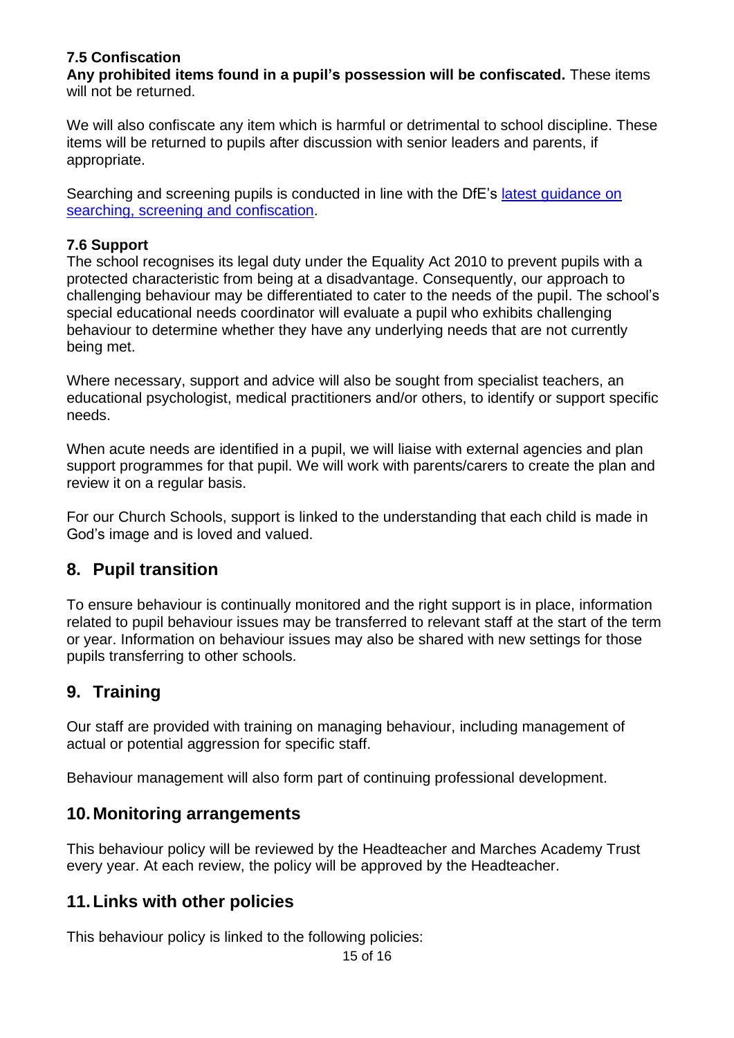### 7.5 Confiscation

**Any prohibited items found in a pupil's possession will be confiscated.** These items will not be returned.

We will also confiscate any item which is harmful or detrimental to school discipline. These items will be returned to pupils after discussion with senior leaders and parents, if appropriate.

Searching and screening pupils is conducted in line with the DfE's [latest guidance on searching, screening and confiscation](latest guidance on searching, screening and confiscation).

### 7.6 Support

The school recognises its legal duty under the Equality Act 2010 to prevent pupils with a protected characteristic from being at a disadvantage. Consequently, our approach to challenging behaviour may be differentiated to cater to the needs of the pupil. The school's special educational needs coordinator will evaluate a pupil who exhibits challenging behaviour to determine whether they have any underlying needs that are not currently being met.

Where necessary, support and advice will also be sought from specialist teachers, an educational psychologist, medical practitioners and/or others, to identify or support specific needs.

When acute needs are identified in a pupil, we will liaise with external agencies and plan support programmes for that pupil. We will work with parents/carers to create the plan and review it on a regular basis.

For our Church Schools, support is linked to the understanding that each child is made in God's image and is loved and valued.

## 8. Pupil transition

To ensure behaviour is continually monitored and the right support is in place, information related to pupil behaviour issues may be transferred to relevant staff at the start of the term or year. Information on behaviour issues may also be shared with new settings for those pupils transferring to other schools.

## 9. Training

Our staff are provided with training on managing behaviour, including management of actual or potential aggression for specific staff.

Behaviour management will also form part of continuing professional development.

## 10. Monitoring arrangements

This behaviour policy will be reviewed by the Headteacher and Marches Academy Trust every year. At each review, the policy will be approved by the Headteacher.

## 11. Links with other policies

This behaviour policy is linked to the following policies: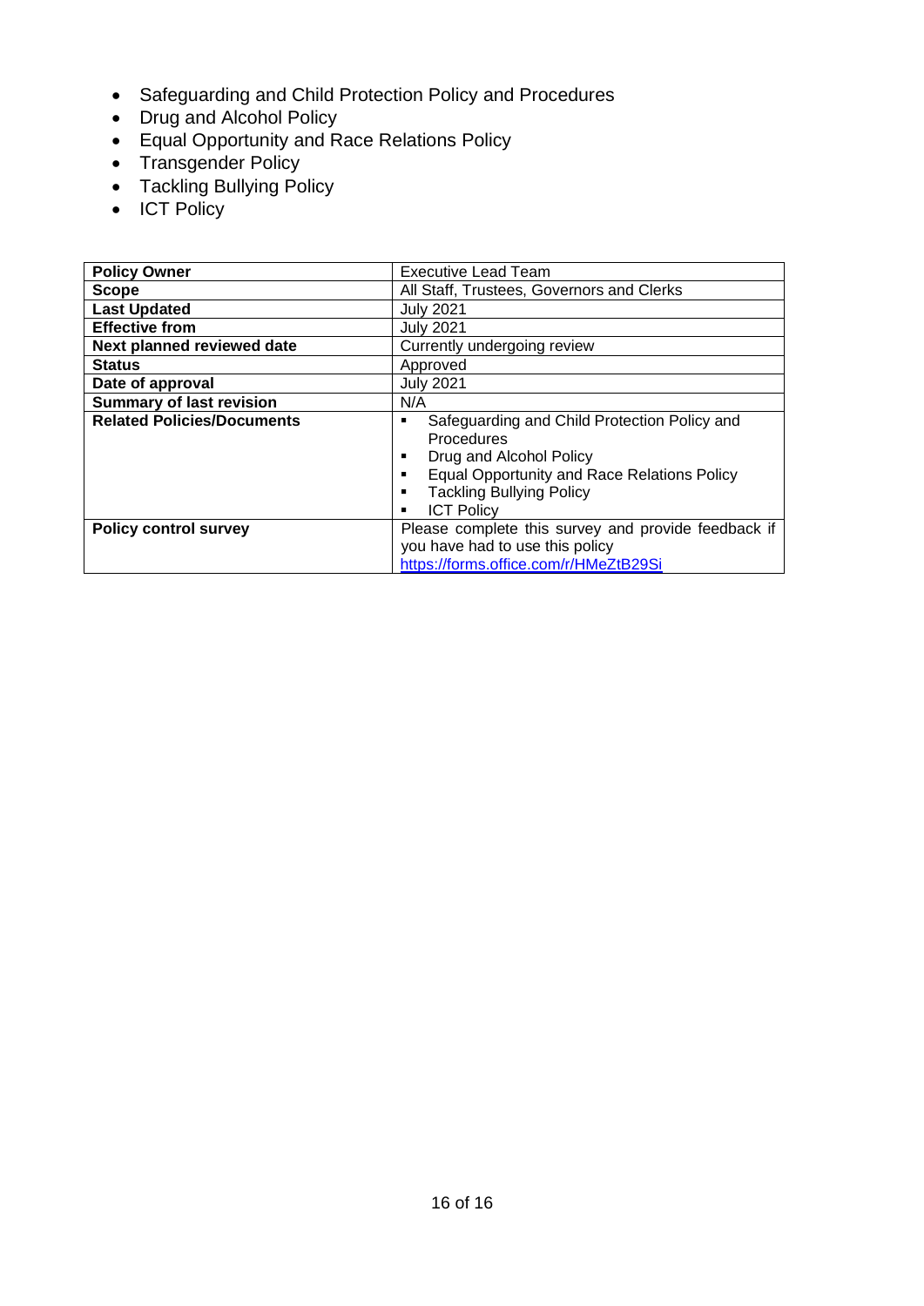- Safeguarding and Child Protection Policy and Procedures
- Drug and Alcohol Policy
- Equal Opportunity and Race Relations Policy
- Transgender Policy
- Tackling Bullying Policy
- ICT Policy

| | |
|---|---|
| **Policy Owner** | Executive Lead Team |
| **Scope** | All Staff, Trustees, Governors and Clerks |
| **Last Updated** | July 2021 |
| **Effective from** | July 2021 |
| **Next planned reviewed date** | Currently undergoing review |
| **Status** | Approved |
| **Date of approval** | July 2021 |
| **Summary of last revision** | N/A |
| **Related Policies/Documents** | ▪ Safeguarding and Child Protection Policy and Procedures<br>▪ Drug and Alcohol Policy<br>▪ Equal Opportunity and Race Relations Policy<br>▪ Tackling Bullying Policy<br>▪ ICT Policy |
| **Policy control survey** | Please complete this survey and provide feedback if you have had to use this policy<br>https://forms.office.com/r/HMeZtB29Si |